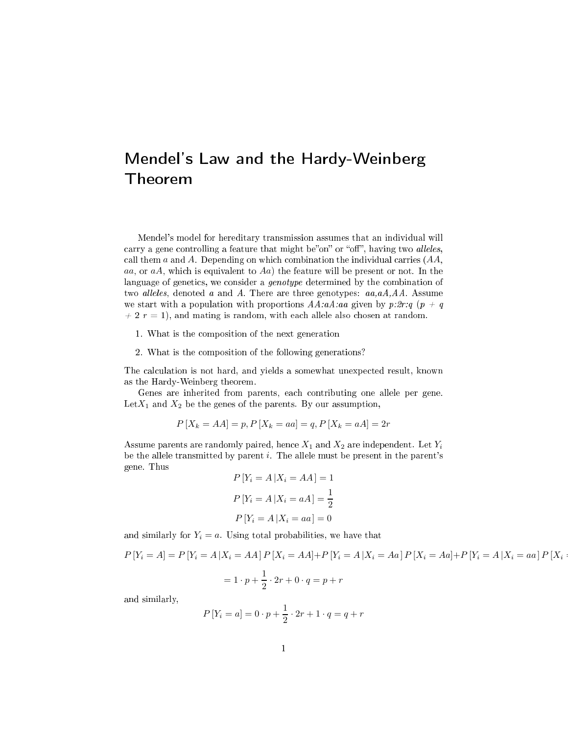# Mendel's Law and the Hardy-Weinberg Theorem

Mendel's model for hereditary transmission assumes that an individual will carry a gene controlling a feature that might be"on" or "off", having two *alleles*, call them $a$ and $A$. Depending on which combination the individual carries ($AA$, $aa$, or $aA$, which is equivalent to $Aa$) the feature will be present or not. In the language of genetics, we consider a *genotype* determined by the combination of two *alleles*, denoted $a$ and $A$. There are three genotypes: $aa, aA, AA$. Assume we start with a population with proportions $AA{:}aA{:}aa$ given by $p{:}2r{:}q$ ($p + q + 2r = 1$), and mating is random, with each allele also chosen at random.

1. What is the composition of the next generation
2. What is the composition of the following generations?

The calculation is not hard, and yields a somewhat unexpected result, known as the Hardy-Weinberg theorem.

Genes are inherited from parents, each contributing one allele per gene. Let$X_1$ and $X_2$ be the genes of the parents. By our assumption,

$$P[X_k = AA] = p, P[X_k = aa] = q, P[X_k = aA] = 2r$$

Assume parents are randomly paired, hence $X_1$ and $X_2$ are independent. Let $Y_i$ be the allele transmitted by parent $i$. The allele must be present in the parent's gene. Thus

$$P[Y_i = A \,|X_i = AA] = 1$$

$$P[Y_i = A \,|X_i = aA] = \frac{1}{2}$$

$$P[Y_i = A \,|X_i = aa] = 0$$

and similarly for $Y_i = a$. Using total probabilities, we have that

$$P[Y_i = A] = P[Y_i = A \,|X_i = AA]\, P[X_i = AA] + P[Y_i = A \,|X_i = Aa]\, P[X_i = Aa] + P[Y_i = A \,|X_i = aa]\, P[X_i =$$

$$= 1 \cdot p + \frac{1}{2} \cdot 2r + 0 \cdot q = p + r$$

and similarly,

$$P[Y_i = a] = 0 \cdot p + \frac{1}{2} \cdot 2r + 1 \cdot q = q + r$$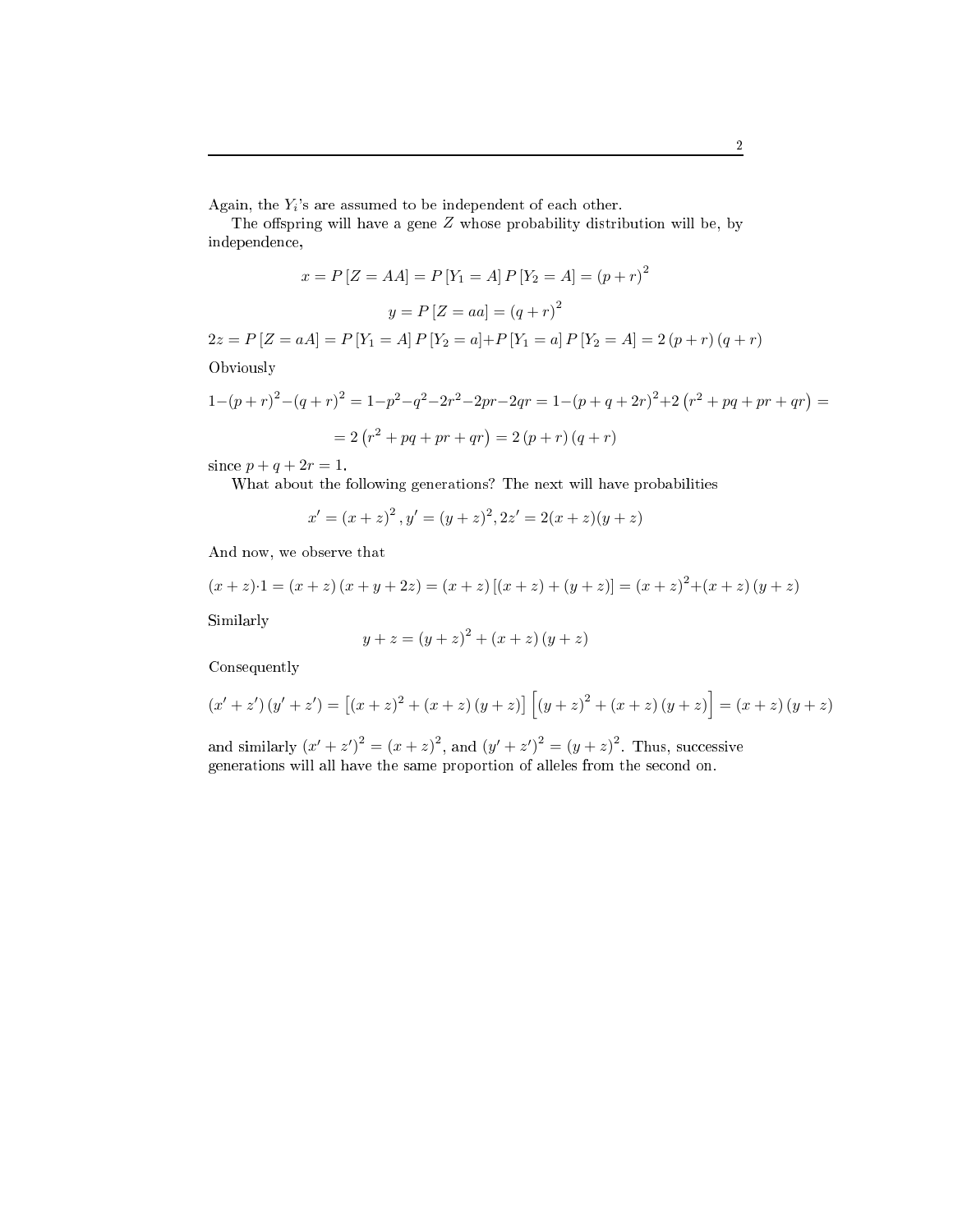Again, the $Y_i$'s are assumed to be independent of each other.

The offspring will have a gene $Z$ whose probability distribution will be, by independence,

$$x = P[Z = AA] = P[Y_1 = A]\, P[Y_2 = A] = (p+r)^2$$

$$y = P[Z = aa] = (q+r)^2$$

$$2z = P[Z = aA] = P[Y_1 = A]\, P[Y_2 = a] + P[Y_1 = a]\, P[Y_2 = A] = 2(p+r)(q+r)$$

Obviously

$$1-(p+r)^2-(q+r)^2 = 1-p^2-q^2-2r^2-2pr-2qr = 1-(p+q+2r)^2+2\left(r^2+pq+pr+qr\right) =$$

$$= 2\left(r^2+pq+pr+qr\right) = 2(p+r)(q+r)$$

since $p+q+2r = 1$.

What about the following generations? The next will have probabilities

$$x' = (x+z)^2\,, y' = (y+z)^2, 2z' = 2(x+z)(y+z)$$

And now, we observe that

$$(x+z)\cdot 1 = (x+z)(x+y+2z) = (x+z)\left[(x+z)+(y+z)\right] = (x+z)^2+(x+z)(y+z)$$

Similarly

$$y+z = (y+z)^2+(x+z)(y+z)$$

Consequently

$$(x'+z')(y'+z') = \left[(x+z)^2+(x+z)(y+z)\right]\left[(y+z)^2+(x+z)(y+z)\right] = (x+z)(y+z)$$

and similarly $(x'+z')^2 = (x+z)^2$, and $(y'+z')^2 = (y+z)^2$. Thus, successive generations will all have the same proportion of alleles from the second on.